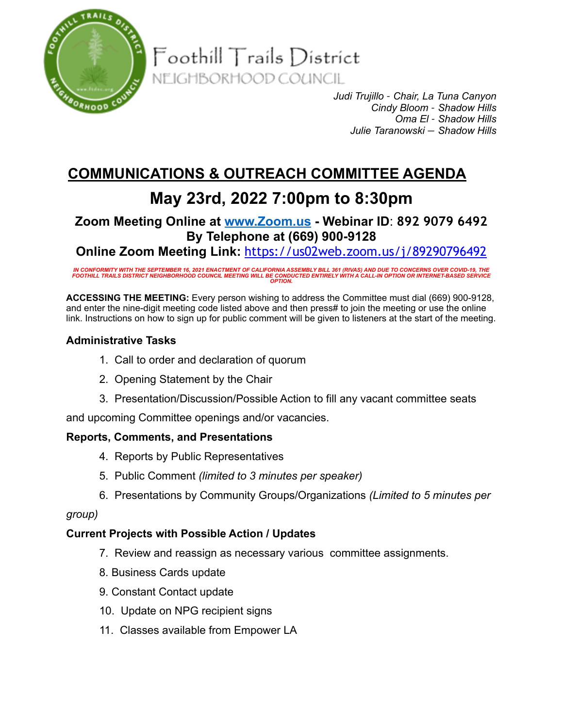# Foothill Trails District

NEIGHBORHOOD COUNCIL

*Judi Trujillo - Chair, La Tuna Canyon*
*Cindy Bloom - Shadow Hills*
*Oma El - Shadow Hills*
*Julie Taranowski – Shadow Hills*

## COMMUNICATIONS & OUTREACH COMMITTEE AGENDA

## May 23rd, 2022 7:00pm to 8:30pm

**Zoom Meeting Online at [www.Zoom.us](http://www.Zoom.us) - Webinar ID: 892 9079 6492**
**By Telephone at (669) 900-9128**
**Online Zoom Meeting Link: [https://us02web.zoom.us/j/89290796492](https://us02web.zoom.us/j/89290796492)**

***IN CONFORMITY WITH THE SEPTEMBER 16, 2021 ENACTMENT OF CALIFORNIA ASSEMBLY BILL 361 (RIVAS) AND DUE TO CONCERNS OVER COVID-19, THE FOOTHILL TRAILS DISTRICT NEIGHBORHOOD COUNCIL MEETING WILL BE CONDUCTED ENTIRELY WITH A CALL-IN OPTION OR INTERNET-BASED SERVICE OPTION.***

**ACCESSING THE MEETING:** Every person wishing to address the Committee must dial (669) 900-9128, and enter the nine-digit meeting code listed above and then press# to join the meeting or use the online link. Instructions on how to sign up for public comment will be given to listeners at the start of the meeting.

### Administrative Tasks

1. Call to order and declaration of quorum
2. Opening Statement by the Chair
3. Presentation/Discussion/Possible Action to fill any vacant committee seats and upcoming Committee openings and/or vacancies.

### Reports, Comments, and Presentations

4. Reports by Public Representatives
5. Public Comment *(limited to 3 minutes per speaker)*
6. Presentations by Community Groups/Organizations *(Limited to 5 minutes per group)*

### Current Projects with Possible Action / Updates

7. Review and reassign as necessary various committee assignments.
8. Business Cards update
9. Constant Contact update
10. Update on NPG recipient signs
11. Classes available from Empower LA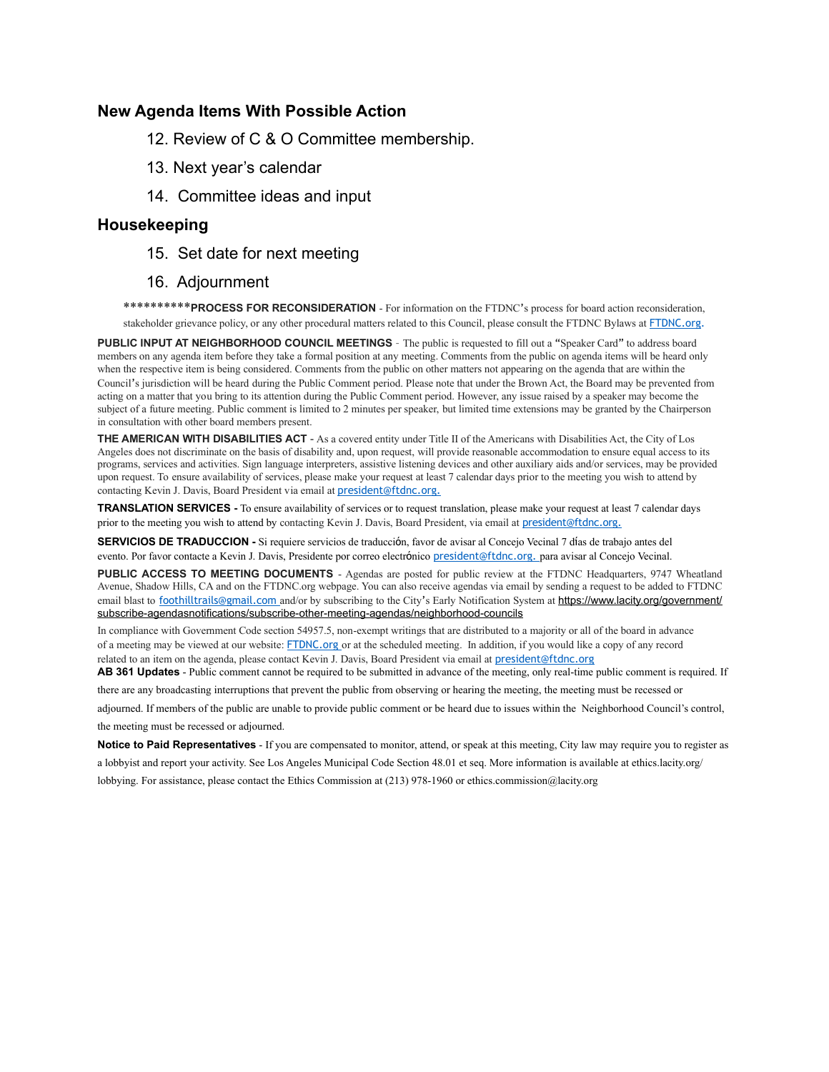## New Agenda Items With Possible Action

12. Review of C & O Committee membership.
13. Next year's calendar
14. Committee ideas and input

## Housekeeping

15. Set date for next meeting
16. Adjournment

**********PROCESS FOR RECONSIDERATION** - For information on the FTDNC's process for board action reconsideration, stakeholder grievance policy, or any other procedural matters related to this Council, please consult the FTDNC Bylaws at FTDNC.org.

**PUBLIC INPUT AT NEIGHBORHOOD COUNCIL MEETINGS** - The public is requested to fill out a "Speaker Card" to address board members on any agenda item before they take a formal position at any meeting. Comments from the public on agenda items will be heard only when the respective item is being considered. Comments from the public on other matters not appearing on the agenda that are within the Council's jurisdiction will be heard during the Public Comment period. Please note that under the Brown Act, the Board may be prevented from acting on a matter that you bring to its attention during the Public Comment period. However, any issue raised by a speaker may become the subject of a future meeting. Public comment is limited to 2 minutes per speaker, but limited time extensions may be granted by the Chairperson in consultation with other board members present.

**THE AMERICAN WITH DISABILITIES ACT** - As a covered entity under Title II of the Americans with Disabilities Act, the City of Los Angeles does not discriminate on the basis of disability and, upon request, will provide reasonable accommodation to ensure equal access to its programs, services and activities. Sign language interpreters, assistive listening devices and other auxiliary aids and/or services, may be provided upon request. To ensure availability of services, please make your request at least 7 calendar days prior to the meeting you wish to attend by contacting Kevin J. Davis, Board President via email at president@ftdnc.org.

**TRANSLATION SERVICES -** To ensure availability of services or to request translation, please make your request at least 7 calendar days prior to the meeting you wish to attend by contacting Kevin J. Davis, Board President, via email at president@ftdnc.org.

**SERVICIOS DE TRADUCCION -** Si requiere servicios de traducción, favor de avisar al Concejo Vecinal 7 días de trabajo antes del evento. Por favor contacte a Kevin J. Davis, Presidente por correo electrónico president@ftdnc.org. para avisar al Concejo Vecinal.

**PUBLIC ACCESS TO MEETING DOCUMENTS** - Agendas are posted for public review at the FTDNC Headquarters, 9747 Wheatland Avenue, Shadow Hills, CA and on the FTDNC.org webpage. You can also receive agendas via email by sending a request to be added to FTDNC email blast to foothilltrails@gmail.com and/or by subscribing to the City's Early Notification System at https://www.lacity.org/government/subscribe-agendasnotifications/subscribe-other-meeting-agendas/neighborhood-councils

In compliance with Government Code section 54957.5, non-exempt writings that are distributed to a majority or all of the board in advance of a meeting may be viewed at our website: FTDNC.org or at the scheduled meeting. In addition, if you would like a copy of any record related to an item on the agenda, please contact Kevin J. Davis, Board President via email at president@ftdnc.org

**AB 361 Updates** - Public comment cannot be required to be submitted in advance of the meeting, only real-time public comment is required. If there are any broadcasting interruptions that prevent the public from observing or hearing the meeting, the meeting must be recessed or adjourned. If members of the public are unable to provide public comment or be heard due to issues within the Neighborhood Council's control, the meeting must be recessed or adjourned.

**Notice to Paid Representatives** - If you are compensated to monitor, attend, or speak at this meeting, City law may require you to register as a lobbyist and report your activity. See Los Angeles Municipal Code Section 48.01 et seq. More information is available at ethics.lacity.org/lobbying. For assistance, please contact the Ethics Commission at (213) 978-1960 or ethics.commission@lacity.org